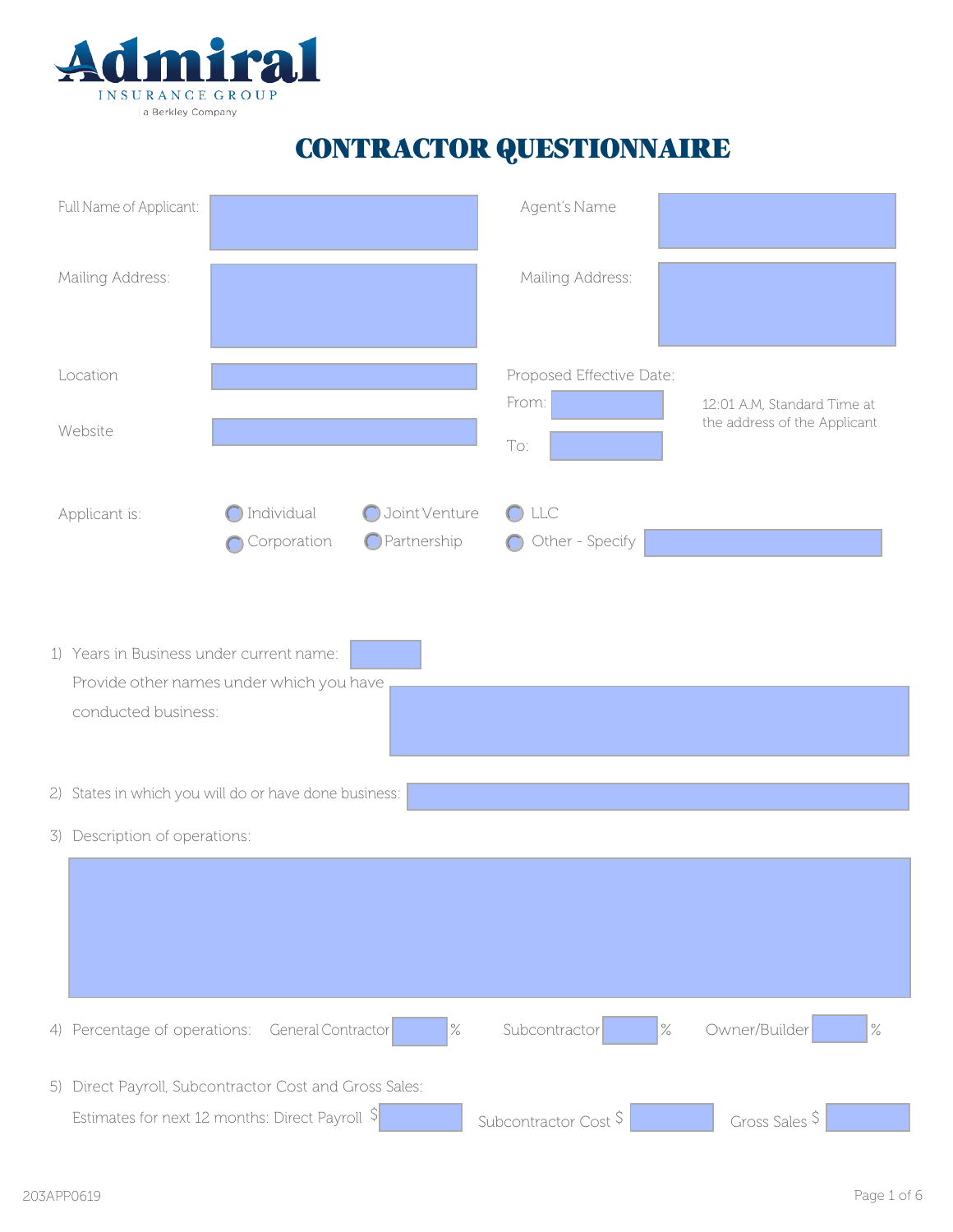Admiral
INSURANCE GROUP
a Berkley Company

# CONTRACTOR QUESTIONNAIRE

Full Name of Applicant: 

Agent's Name 

Mailing Address: 

Mailing Address: 

Location 

Website 

Proposed Effective Date:

From: 

To: 

12:01 A.M, Standard Time at the address of the Applicant

Applicant is: ○ Individual ○ Joint Venture ○ LLC ○ Corporation ○ Partnership ○ Other - Specify 

1) Years in Business under current name: 

   Provide other names under which you have conducted business: 

2) States in which you will do or have done business: 

3) Description of operations:

4) Percentage of operations: General Contractor ___ % Subcontractor ___ % Owner/Builder ___ %

5) Direct Payroll, Subcontractor Cost and Gross Sales:

   Estimates for next 12 months: Direct Payroll $ ___ Subcontractor Cost $ ___ Gross Sales $ ___

203APP0619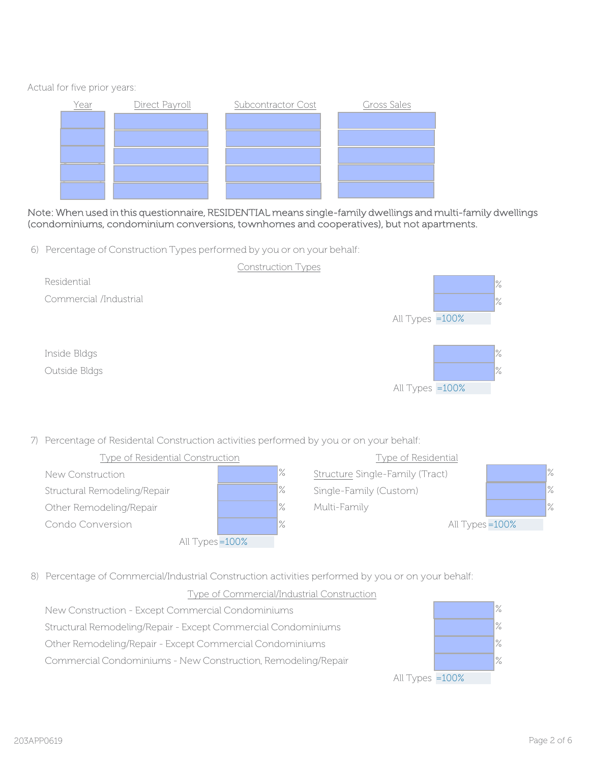Actual for five prior years:

| Year | Direct Payroll | Subcontractor Cost | Gross Sales |
| --- | --- | --- | --- |
| | | | |
| | | | |
| | | | |
| | | | |
| | | | |

Note: When used in this questionnaire, RESIDENTIAL means single-family dwellings and multi-family dwellings (condominiums, condominium conversions, townhomes and cooperatives), but not apartments.

6) Percentage of Construction Types performed by you or on your behalf:

| Construction Types | |
| --- | --- |
| Residential | % |
| Commercial /Industrial | % |
| All Types | =100% |

| | |
| --- | --- |
| Inside Bldgs | % |
| Outside Bldgs | % |
| All Types | =100% |

7) Percentage of Residental Construction activities performed by you or on your behalf:

| Type of Residential Construction | |
| --- | --- |
| New Construction | % |
| Structural Remodeling/Repair | % |
| Other Remodeling/Repair | % |
| Condo Conversion | % |
| All Types | =100% |

| Type of Residential Structure | |
| --- | --- |
| Single-Family (Tract) | % |
| Single-Family (Custom) | % |
| Multi-Family | % |
| All Types | =100% |

8) Percentage of Commercial/Industrial Construction activities performed by you or on your behalf:

| Type of Commercial/Industrial Construction | |
| --- | --- |
| New Construction - Except Commercial Condominiums | % |
| Structural Remodeling/Repair - Except Commercial Condominiums | % |
| Other Remodeling/Repair - Except Commercial Condominiums | % |
| Commercial Condominiums - New Construction, Remodeling/Repair | % |
| All Types | =100% |

203APP0619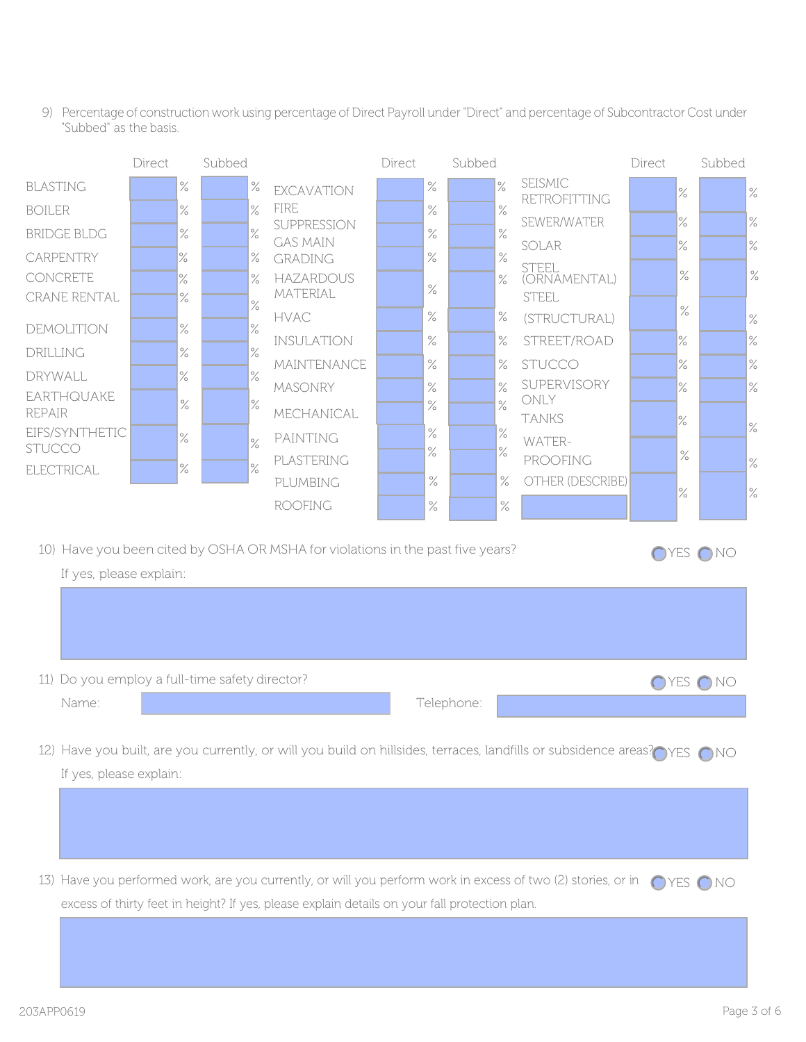9) Percentage of construction work using percentage of Direct Payroll under "Direct" and percentage of Subcontractor Cost under "Subbed" as the basis.

| | Direct | Subbed | | Direct | Subbed | | Direct | Subbed |
|---|---|---|---|---|---|---|---|---|
| BLASTING | % | % | EXCAVATION | % | % | SEISMIC RETROFITTING | % | % |
| BOILER | % | % | FIRE SUPPRESSION | % | % | SEWER/WATER | % | % |
| BRIDGE BLDG | % | % | GAS MAIN | % | % | SOLAR | % | % |
| CARPENTRY | % | % | GRADING | % | % | STEEL (ORNAMENTAL) | % | % |
| CONCRETE | % | % | HAZARDOUS MATERIAL | % | % | STEEL (STRUCTURAL) | % | % |
| CRANE RENTAL | % | % | HVAC | % | % | STREET/ROAD | % | % |
| DEMOLITION | % | % | INSULATION | % | % | STUCCO | % | % |
| DRILLING | % | % | MAINTENANCE | % | % | SUPERVISORY ONLY | % | % |
| DRYWALL | % | % | MASONRY | % | % | TANKS | % | % |
| EARTHQUAKE REPAIR | % | % | MECHANICAL | % | % | WATER-PROOFING | % | % |
| EIFS/SYNTHETIC STUCCO | % | % | PAINTING | % | % | OTHER (DESCRIBE) | % | % |
| ELECTRICAL | % | % | PLASTERING | % | % | | | |
| | | | PLUMBING | % | % | | | |
| | | | ROOFING | % | % | | | |

10) Have you been cited by OSHA OR MSHA for violations in the past five years? ◯ YES ◯ NO

If yes, please explain:

11) Do you employ a full-time safety director? ◯ YES ◯ NO

Name: Telephone:

12) Have you built, are you currently, or will you build on hillsides, terraces, landfills or subsidence areas? ◯ YES ◯ NO

If yes, please explain:

13) Have you performed work, are you currently, or will you perform work in excess of two (2) stories, or in excess of thirty feet in height? If yes, please explain details on your fall protection plan. ◯ YES ◯ NO

203APP0619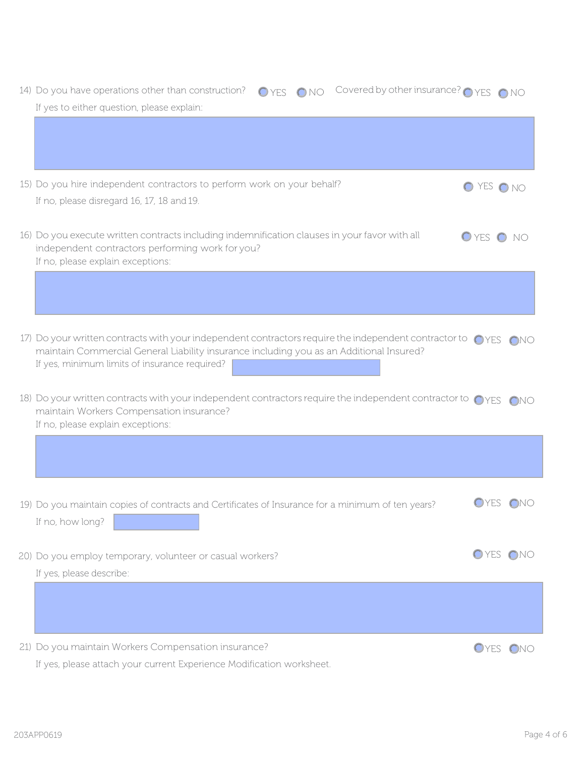14) Do you have operations other than construction? ○ YES ○ NO Covered by other insurance? ○ YES ○ NO

If yes to either question, please explain:

15) Do you hire independent contractors to perform work on your behalf? ○ YES ○ NO

If no, please disregard 16, 17, 18 and 19.

16) Do you execute written contracts including indemnification clauses in your favor with all independent contractors performing work for you? ○ YES ○ NO

If no, please explain exceptions:

17) Do your written contracts with your independent contractors require the independent contractor to maintain Commercial General Liability insurance including you as an Additional Insured? ○ YES ○ NO

If yes, minimum limits of insurance required?

18) Do your written contracts with your independent contractors require the independent contractor to maintain Workers Compensation insurance? ○ YES ○ NO

If no, please explain exceptions:

19) Do you maintain copies of contracts and Certificates of Insurance for a minimum of ten years? ○ YES ○ NO

If no, how long?

20) Do you employ temporary, volunteer or casual workers? ○ YES ○ NO

If yes, please describe:

21) Do you maintain Workers Compensation insurance? ○ YES ○ NO

If yes, please attach your current Experience Modification worksheet.

203APP0619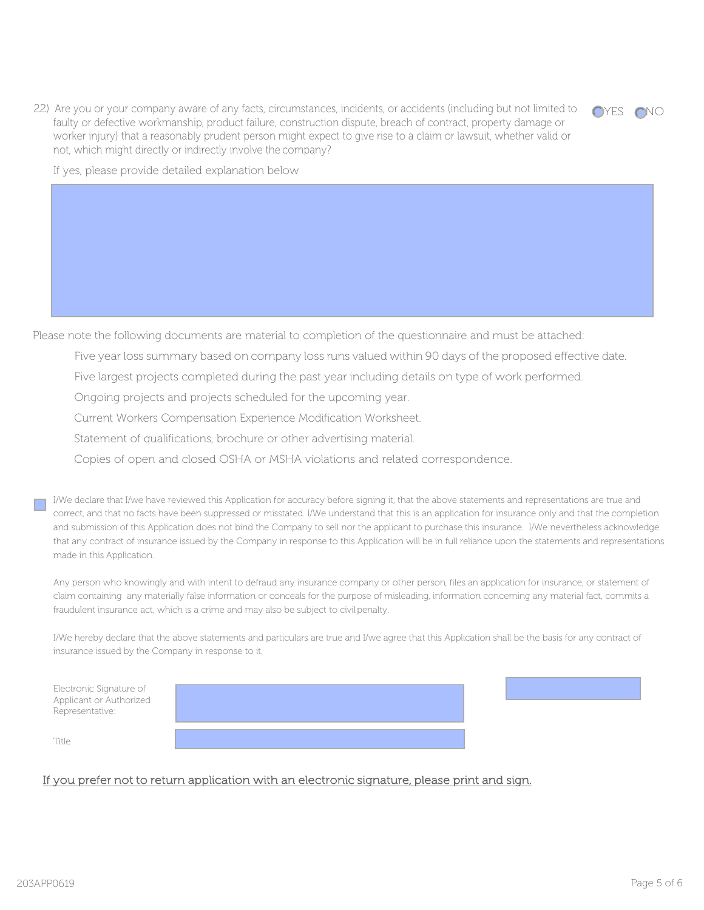22) Are you or your company aware of any facts, circumstances, incidents, or accidents (including but not limited to faulty or defective workmanship, product failure, construction dispute, breach of contract, property damage or worker injury) that a reasonably prudent person might expect to give rise to a claim or lawsuit, whether valid or not, which might directly or indirectly involve the company? ○ YES ○ NO

If yes, please provide detailed explanation below

Please note the following documents are material to completion of the questionnaire and must be attached:

- Five year loss summary based on company loss runs valued within 90 days of the proposed effective date.
- Five largest projects completed during the past year including details on type of work performed.
- Ongoing projects and projects scheduled for the upcoming year.
- Current Workers Compensation Experience Modification Worksheet.
- Statement of qualifications, brochure or other advertising material.
- Copies of open and closed OSHA or MSHA violations and related correspondence.

☐ I/We declare that I/we have reviewed this Application for accuracy before signing it, that the above statements and representations are true and correct, and that no facts have been suppressed or misstated. I/We understand that this is an application for insurance only and that the completion and submission of this Application does not bind the Company to sell nor the applicant to purchase this insurance. I/We nevertheless acknowledge that any contract of insurance issued by the Company in response to this Application will be in full reliance upon the statements and representations made in this Application.

Any person who knowingly and with intent to defraud any insurance company or other person, files an application for insurance, or statement of claim containing any materially false information or conceals for the purpose of misleading, information concerning any material fact, commits a fraudulent insurance act, which is a crime and may also be subject to civil penalty.

I/We hereby declare that the above statements and particulars are true and I/we agree that this Application shall be the basis for any contract of insurance issued by the Company in response to it.

Electronic Signature of Applicant or Authorized Representative:

Title

<u>If you prefer not to return application with an electronic signature, please print and sign.</u>

203APP0619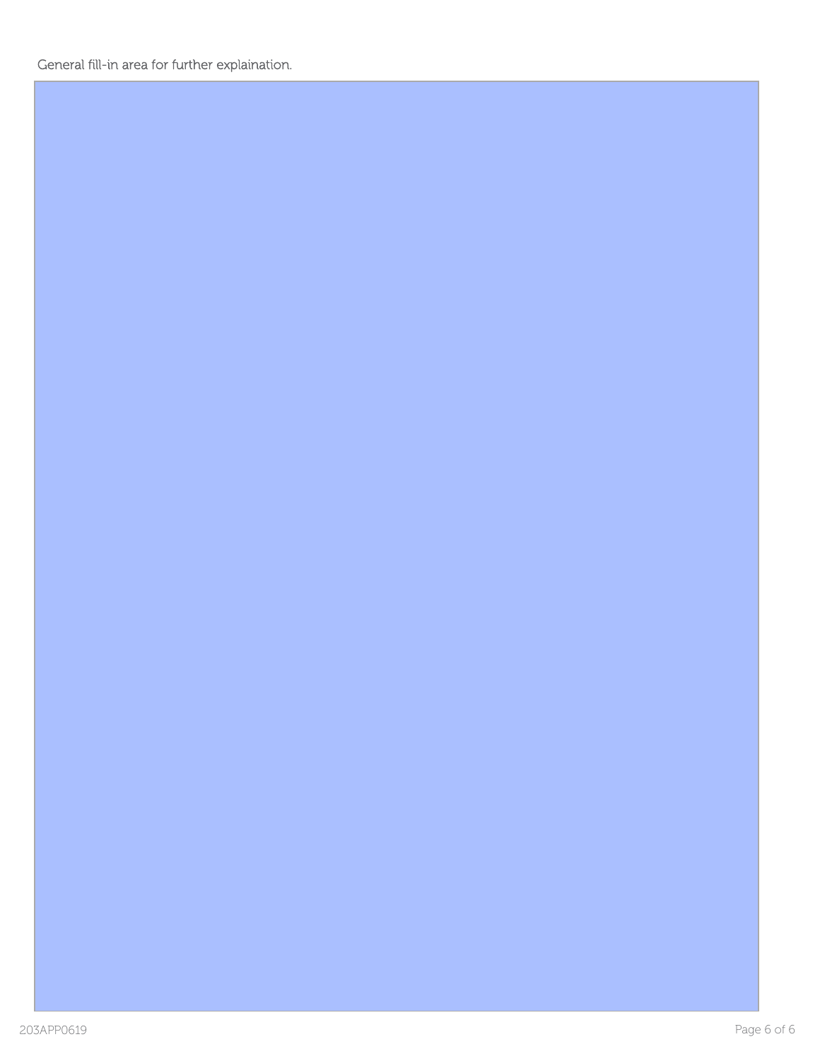General fill-in area for further explaination.